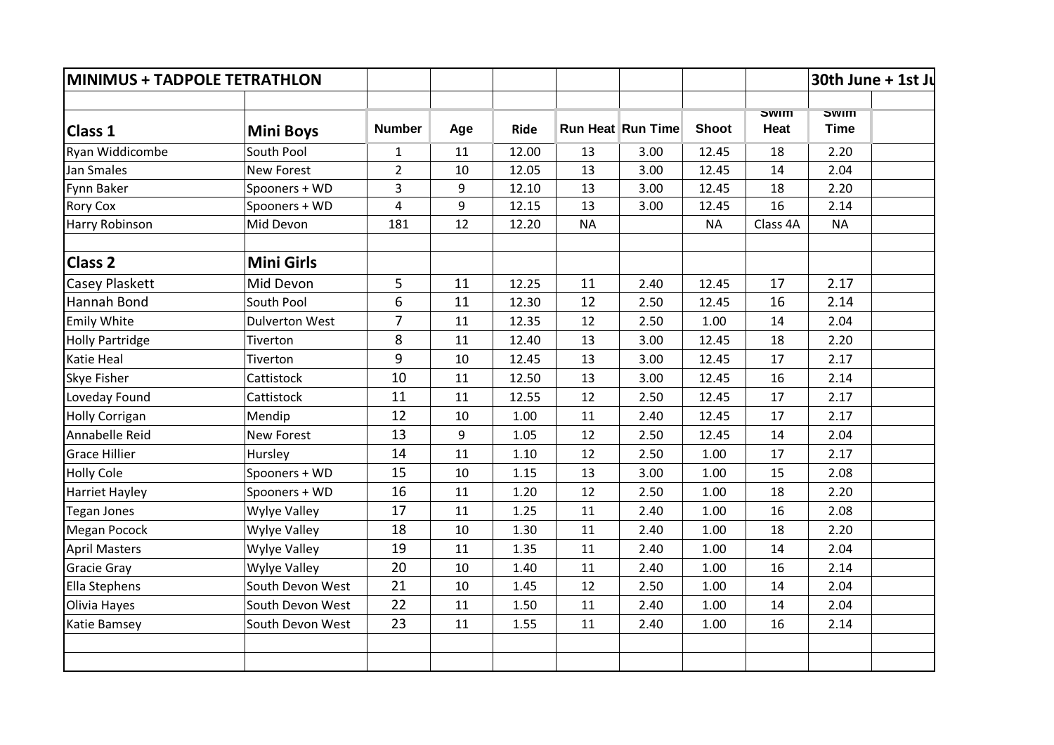| MINIMUS + TADPOLE TETRATHLON | | | | | | | | | 30th June + 1st Ju | |
|---|---|---|---|---|---|---|---|---|---|---|
| | | | | | | | | | | |
| **Class 1** | **Mini Boys** | **Number** | **Age** | **Ride** | **Run Heat** | **Run Time** | **Shoot** | **Swim Heat** | **Swim Time** | |
| Ryan Widdicombe | South Pool | 1 | 11 | 12.00 | 13 | 3.00 | 12.45 | 18 | 2.20 | |
| Jan Smales | New Forest | 2 | 10 | 12.05 | 13 | 3.00 | 12.45 | 14 | 2.04 | |
| Fynn Baker | Spooners + WD | 3 | 9 | 12.10 | 13 | 3.00 | 12.45 | 18 | 2.20 | |
| Rory Cox | Spooners + WD | 4 | 9 | 12.15 | 13 | 3.00 | 12.45 | 16 | 2.14 | |
| Harry Robinson | Mid Devon | 181 | 12 | 12.20 | NA | | NA | Class 4A | NA | |
| | | | | | | | | | | |
| **Class 2** | **Mini Girls** | | | | | | | | | |
| Casey Plaskett | Mid Devon | 5 | 11 | 12.25 | 11 | 2.40 | 12.45 | 17 | 2.17 | |
| Hannah Bond | South Pool | 6 | 11 | 12.30 | 12 | 2.50 | 12.45 | 16 | 2.14 | |
| Emily White | Dulverton West | 7 | 11 | 12.35 | 12 | 2.50 | 1.00 | 14 | 2.04 | |
| Holly Partridge | Tiverton | 8 | 11 | 12.40 | 13 | 3.00 | 12.45 | 18 | 2.20 | |
| Katie Heal | Tiverton | 9 | 10 | 12.45 | 13 | 3.00 | 12.45 | 17 | 2.17 | |
| Skye Fisher | Cattistock | 10 | 11 | 12.50 | 13 | 3.00 | 12.45 | 16 | 2.14 | |
| Loveday Found | Cattistock | 11 | 11 | 12.55 | 12 | 2.50 | 12.45 | 17 | 2.17 | |
| Holly Corrigan | Mendip | 12 | 10 | 1.00 | 11 | 2.40 | 12.45 | 17 | 2.17 | |
| Annabelle Reid | New Forest | 13 | 9 | 1.05 | 12 | 2.50 | 12.45 | 14 | 2.04 | |
| Grace Hillier | Hursley | 14 | 11 | 1.10 | 12 | 2.50 | 1.00 | 17 | 2.17 | |
| Holly Cole | Spooners + WD | 15 | 10 | 1.15 | 13 | 3.00 | 1.00 | 15 | 2.08 | |
| Harriet Hayley | Spooners + WD | 16 | 11 | 1.20 | 12 | 2.50 | 1.00 | 18 | 2.20 | |
| Tegan Jones | Wylye Valley | 17 | 11 | 1.25 | 11 | 2.40 | 1.00 | 16 | 2.08 | |
| Megan Pocock | Wylye Valley | 18 | 10 | 1.30 | 11 | 2.40 | 1.00 | 18 | 2.20 | |
| April Masters | Wylye Valley | 19 | 11 | 1.35 | 11 | 2.40 | 1.00 | 14 | 2.04 | |
| Gracie Gray | Wylye Valley | 20 | 10 | 1.40 | 11 | 2.40 | 1.00 | 16 | 2.14 | |
| Ella Stephens | South Devon West | 21 | 10 | 1.45 | 12 | 2.50 | 1.00 | 14 | 2.04 | |
| Olivia Hayes | South Devon West | 22 | 11 | 1.50 | 11 | 2.40 | 1.00 | 14 | 2.04 | |
| Katie Bamsey | South Devon West | 23 | 11 | 1.55 | 11 | 2.40 | 1.00 | 16 | 2.14 | |
| | | | | | | | | | | |
| | | | | | | | | | | |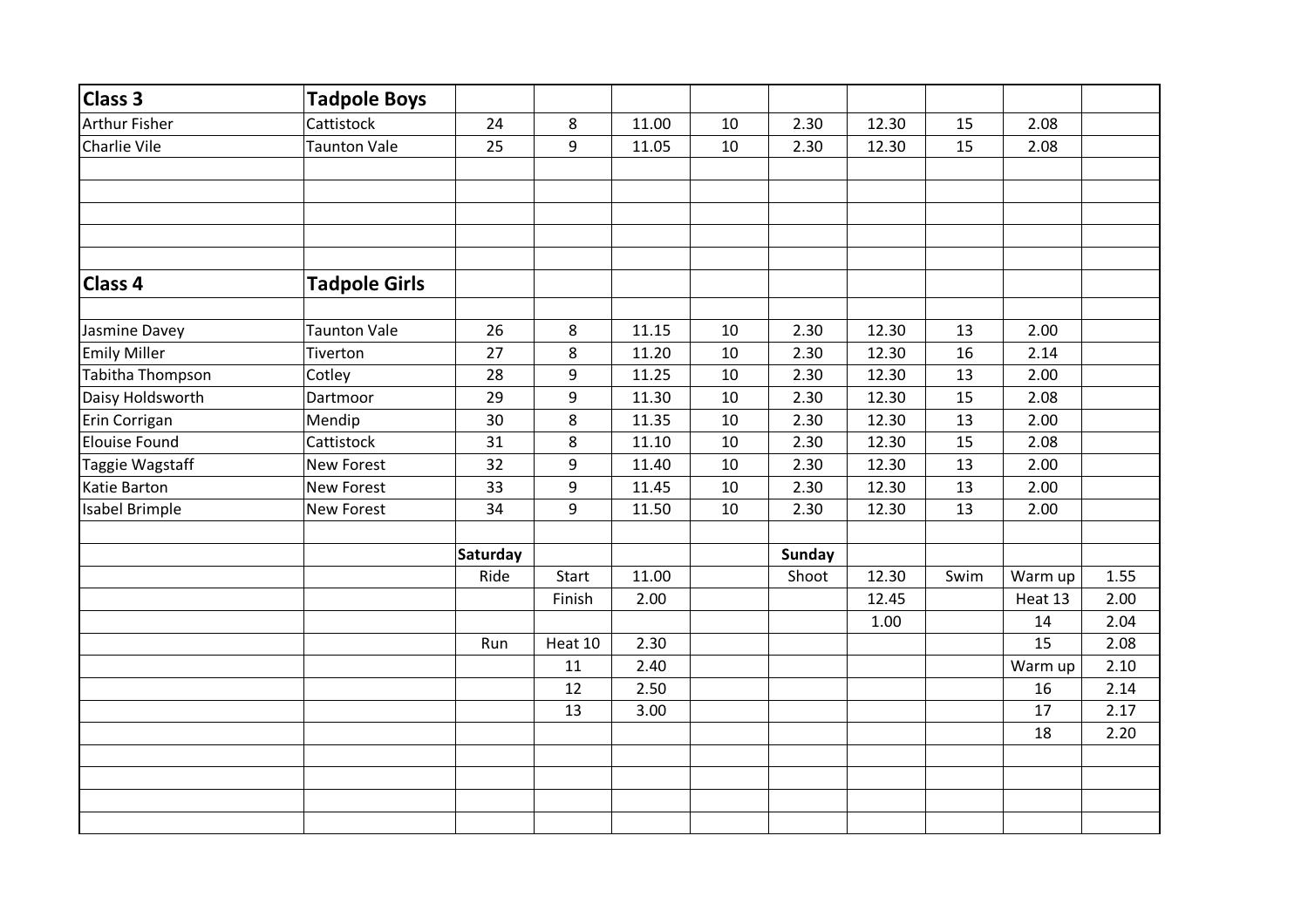| Class 3 | Tadpole Boys | | | | | | | | | |
|---|---|---|---|---|---|---|---|---|---|---|
| Arthur Fisher | Cattistock | 24 | 8 | 11.00 | 10 | 2.30 | 12.30 | 15 | 2.08 | |
| Charlie Vile | Taunton Vale | 25 | 9 | 11.05 | 10 | 2.30 | 12.30 | 15 | 2.08 | |
| | | | | | | | | | | |
| | | | | | | | | | | |
| | | | | | | | | | | |
| | | | | | | | | | | |
| | | | | | | | | | | |
| **Class 4** | **Tadpole Girls** | | | | | | | | | |
| | | | | | | | | | | |
| Jasmine Davey | Taunton Vale | 26 | 8 | 11.15 | 10 | 2.30 | 12.30 | 13 | 2.00 | |
| Emily Miller | Tiverton | 27 | 8 | 11.20 | 10 | 2.30 | 12.30 | 16 | 2.14 | |
| Tabitha Thompson | Cotley | 28 | 9 | 11.25 | 10 | 2.30 | 12.30 | 13 | 2.00 | |
| Daisy Holdsworth | Dartmoor | 29 | 9 | 11.30 | 10 | 2.30 | 12.30 | 15 | 2.08 | |
| Erin Corrigan | Mendip | 30 | 8 | 11.35 | 10 | 2.30 | 12.30 | 13 | 2.00 | |
| Elouise Found | Cattistock | 31 | 8 | 11.10 | 10 | 2.30 | 12.30 | 15 | 2.08 | |
| Taggie Wagstaff | New Forest | 32 | 9 | 11.40 | 10 | 2.30 | 12.30 | 13 | 2.00 | |
| Katie Barton | New Forest | 33 | 9 | 11.45 | 10 | 2.30 | 12.30 | 13 | 2.00 | |
| Isabel Brimple | New Forest | 34 | 9 | 11.50 | 10 | 2.30 | 12.30 | 13 | 2.00 | |
| | | | | | | | | | | |
| | | **Saturday** | | | | **Sunday** | | | | |
| | | Ride | Start | 11.00 | | Shoot | 12.30 | Swim | Warm up | 1.55 |
| | | | Finish | 2.00 | | | 12.45 | | Heat 13 | 2.00 |
| | | | | | | | 1.00 | | 14 | 2.04 |
| | | Run | Heat 10 | 2.30 | | | | | 15 | 2.08 |
| | | | 11 | 2.40 | | | | | Warm up | 2.10 |
| | | | 12 | 2.50 | | | | | 16 | 2.14 |
| | | | 13 | 3.00 | | | | | 17 | 2.17 |
| | | | | | | | | | 18 | 2.20 |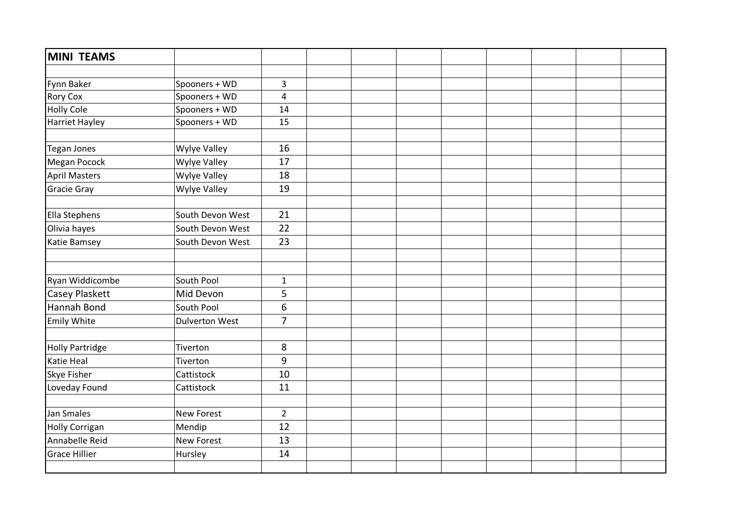| MINI TEAMS | | | | | | | | | | |
|---|---|---|---|---|---|---|---|---|---|---|
| | | | | | | | | | | |
| Fynn Baker | Spooners + WD | 3 | | | | | | | | |
| Rory Cox | Spooners + WD | 4 | | | | | | | | |
| Holly Cole | Spooners + WD | 14 | | | | | | | | |
| Harriet Hayley | Spooners + WD | 15 | | | | | | | | |
| | | | | | | | | | | |
| Tegan Jones | Wylye Valley | 16 | | | | | | | | |
| Megan Pocock | Wylye Valley | 17 | | | | | | | | |
| April Masters | Wylye Valley | 18 | | | | | | | | |
| Gracie Gray | Wylye Valley | 19 | | | | | | | | |
| | | | | | | | | | | |
| Ella Stephens | South Devon West | 21 | | | | | | | | |
| Olivia hayes | South Devon West | 22 | | | | | | | | |
| Katie Bamsey | South Devon West | 23 | | | | | | | | |
| | | | | | | | | | | |
| | | | | | | | | | | |
| Ryan Widdicombe | South Pool | 1 | | | | | | | | |
| Casey Plaskett | Mid Devon | 5 | | | | | | | | |
| Hannah Bond | South Pool | 6 | | | | | | | | |
| Emily White | Dulverton West | 7 | | | | | | | | |
| | | | | | | | | | | |
| Holly Partridge | Tiverton | 8 | | | | | | | | |
| Katie Heal | Tiverton | 9 | | | | | | | | |
| Skye Fisher | Cattistock | 10 | | | | | | | | |
| Loveday Found | Cattistock | 11 | | | | | | | | |
| | | | | | | | | | | |
| Jan Smales | New Forest | 2 | | | | | | | | |
| Holly Corrigan | Mendip | 12 | | | | | | | | |
| Annabelle Reid | New Forest | 13 | | | | | | | | |
| Grace Hillier | Hursley | 14 | | | | | | | | |
| | | | | | | | | | | |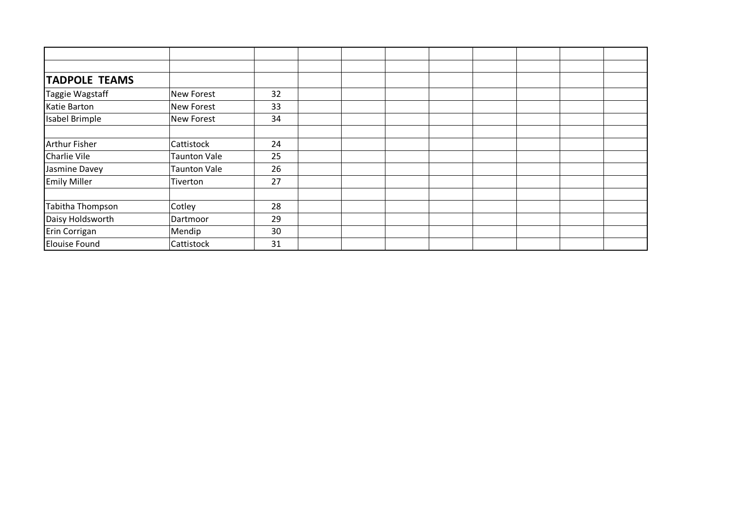| | | | | | | | | | | |
|---|---|---|---|---|---|---|---|---|---|---|
| | | | | | | | | | | |
| **TADPOLE TEAMS** | | | | | | | | | | |
| Taggie Wagstaff | New Forest | 32 | | | | | | | | |
| Katie Barton | New Forest | 33 | | | | | | | | |
| Isabel Brimple | New Forest | 34 | | | | | | | | |
| | | | | | | | | | | |
| Arthur Fisher | Cattistock | 24 | | | | | | | | |
| Charlie Vile | Taunton Vale | 25 | | | | | | | | |
| Jasmine Davey | Taunton Vale | 26 | | | | | | | | |
| Emily Miller | Tiverton | 27 | | | | | | | | |
| | | | | | | | | | | |
| Tabitha Thompson | Cotley | 28 | | | | | | | | |
| Daisy Holdsworth | Dartmoor | 29 | | | | | | | | |
| Erin Corrigan | Mendip | 30 | | | | | | | | |
| Elouise Found | Cattistock | 31 | | | | | | | | |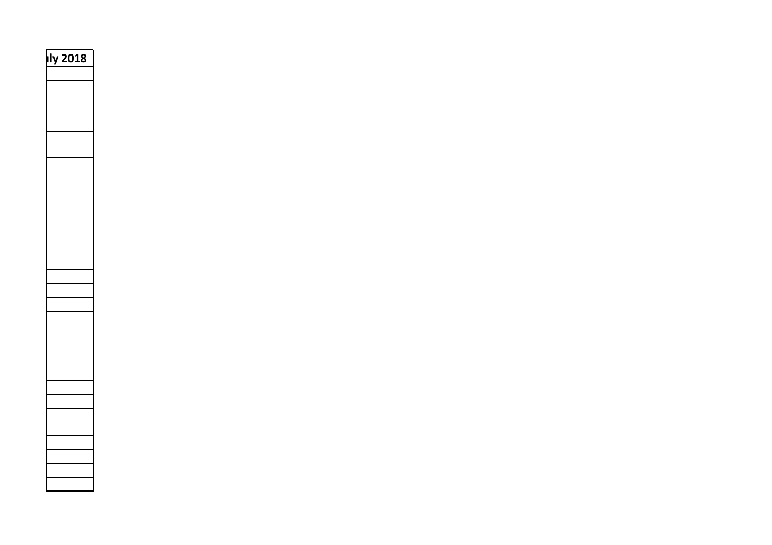| ly 2018 |
| --- |
| |
| |
| |
| |
| |
| |
| |
| |
| |
| |
| |
| |
| |
| |
| |
| |
| |
| |
| |
| |
| |
| |
| |
| |
| |
| |
| |
| |
| |